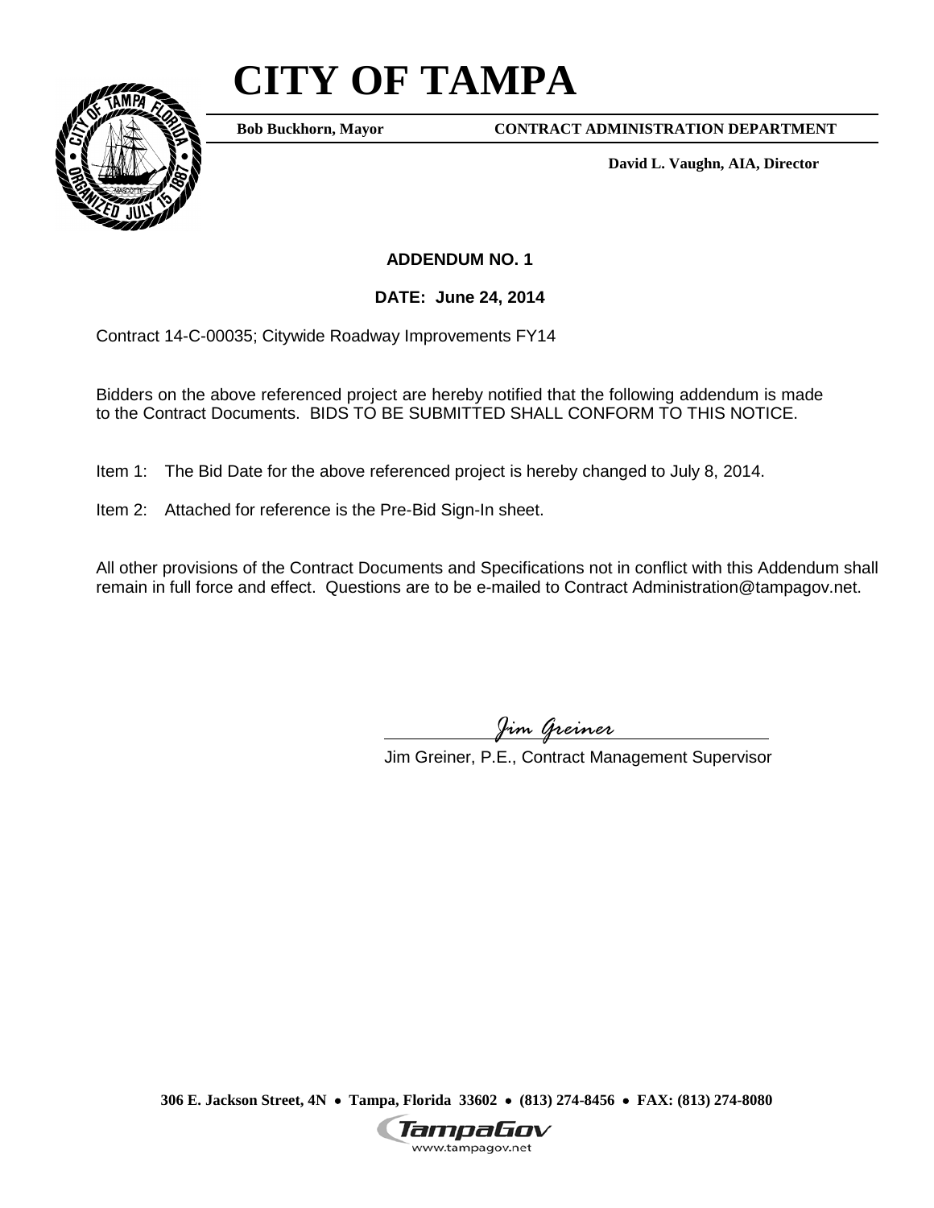# CITY OF TAMPA

**Bob Buckhorn, Mayor** **CONTRACT ADMINISTRATION DEPARTMENT**

**David L. Vaughn, AIA, Director**

**ADDENDUM NO. 1**

**DATE: June 24, 2014**

Contract 14-C-00035; Citywide Roadway Improvements FY14

Bidders on the above referenced project are hereby notified that the following addendum is made to the Contract Documents. BIDS TO BE SUBMITTED SHALL CONFORM TO THIS NOTICE.

Item 1: The Bid Date for the above referenced project is hereby changed to July 8, 2014.

Item 2: Attached for reference is the Pre-Bid Sign-In sheet.

All other provisions of the Contract Documents and Specifications not in conflict with this Addendum shall remain in full force and effect. Questions are to be e-mailed to Contract Administration@tampagov.net.

*Jim Greiner*

Jim Greiner, P.E., Contract Management Supervisor

**306 E. Jackson Street, 4N • Tampa, Florida 33602 • (813) 274-8456 • FAX: (813) 274-8080**

TampaGov
www.tampagov.net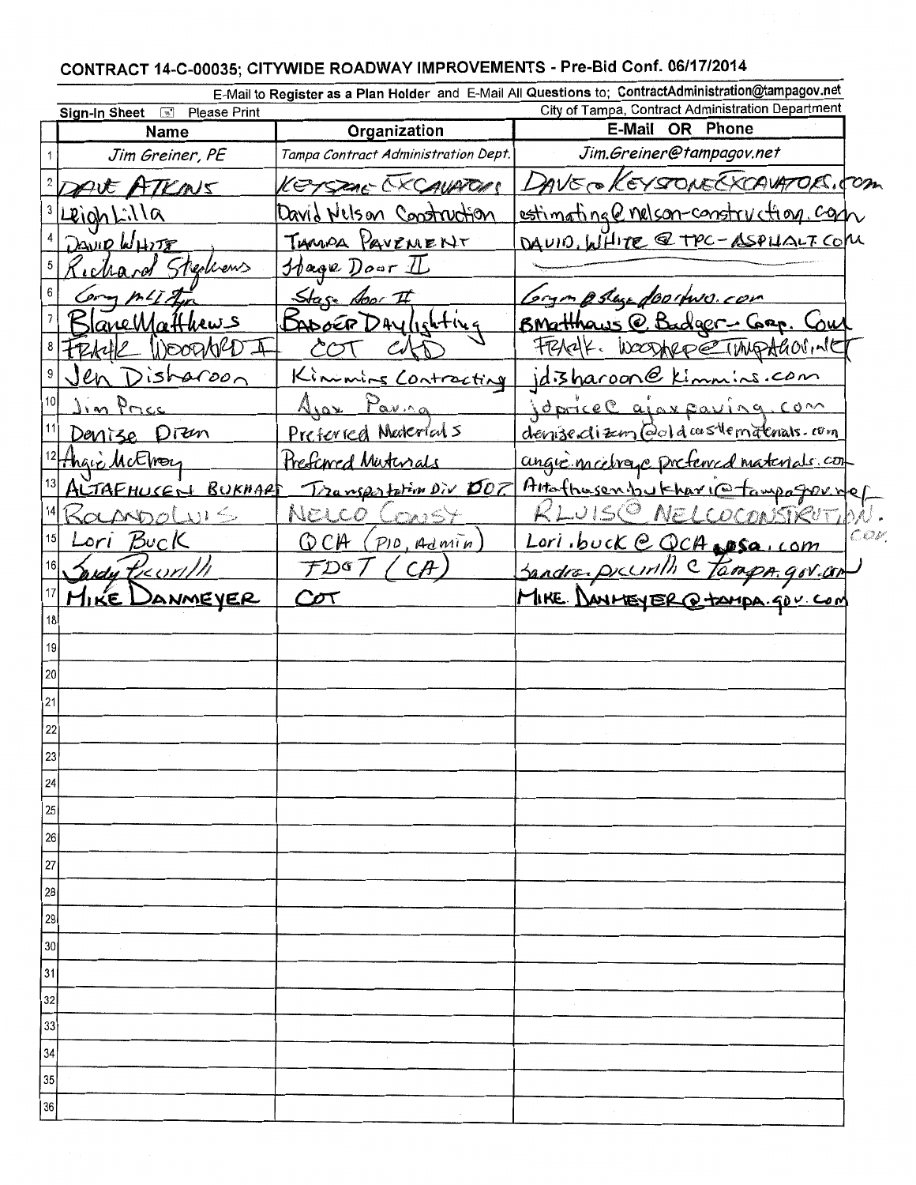## CONTRACT 14-C-00035; CITYWIDE ROADWAY IMPROVEMENTS - Pre-Bid Conf. 06/17/2014

E-Mail to **Register as a Plan Holder** and E-Mail All **Questions** to; **ContractAdministration@tampagov.net**

**Sign-In Sheet** ☒ Please Print

City of Tampa, Contract Administration Department

| | Name | Organization | E-Mail OR Phone |
|---|---|---|---|
| 1 | Jim Greiner, PE | Tampa Contract Administration Dept. | Jim.Greiner@tampagov.net |
| 2 | DAVE ATKINS | KEYSTONE EXCAVATORS | DAVE@KEYSTONEEXCAVATORS.COM |
| 3 | Leigh Lilla | David Nelson Construction | estimating@nelson-construction.com |
| 4 | DAVID WHITE | TAMPA PAVEMENT | DAVID.WHITE@TPC-ASPHALT.COM |
| 5 | Richard Stephens | Stage Door II | |
| 6 | Cory McIntyre | Stage Door II | Corym@stagedoorII.com |
| 7 | Blane Matthews | Badger Daylighting | BMatthews@Badger-Corp.Com |
| 8 | FRANK WOODARD II | COT CAD | FRANK.WOODARD@TAMPAGOV.NET |
| 9 | Jen Disharoon | Kimmins Contracting | jdisharoon@kimmins.com |
| 10 | Jim Price | Ajax Paving | jdprice@ajaxpaving.com |
| 11 | Denise Dizon | Preferred Materials | denise.dizon@oldcastlematerials.com |
| 12 | Angie McElroy | Preferred Materials | angie.mcelroy@preferredmaterials.com |
| 13 | ALTAFHUSEN BUKHARI | Transportation Div DOT | Altafhusen.bukhari@tampagov.net |
| 14 | ROLANDO LUIS | NELCO CONST | RLUIS@NELCOCONSTRUCTION.COM |
| 15 | Lori Buck | QCA (PIO, Admin) | Lori.buck@QCAusa.com |
| 16 | Sandy Piccirilli | FDOT (CA) | Sandra.piccirilli@tampa.gov.com |
| 17 | MIKE DANMEYER | COT | MIKE.DANMEYER@tampa.gov.com |
| 18 | | | |
| 19 | | | |
| 20 | | | |
| 21 | | | |
| 22 | | | |
| 23 | | | |
| 24 | | | |
| 25 | | | |
| 26 | | | |
| 27 | | | |
| 28 | | | |
| 29 | | | |
| 30 | | | |
| 31 | | | |
| 32 | | | |
| 33 | | | |
| 34 | | | |
| 35 | | | |
| 36 | | | |